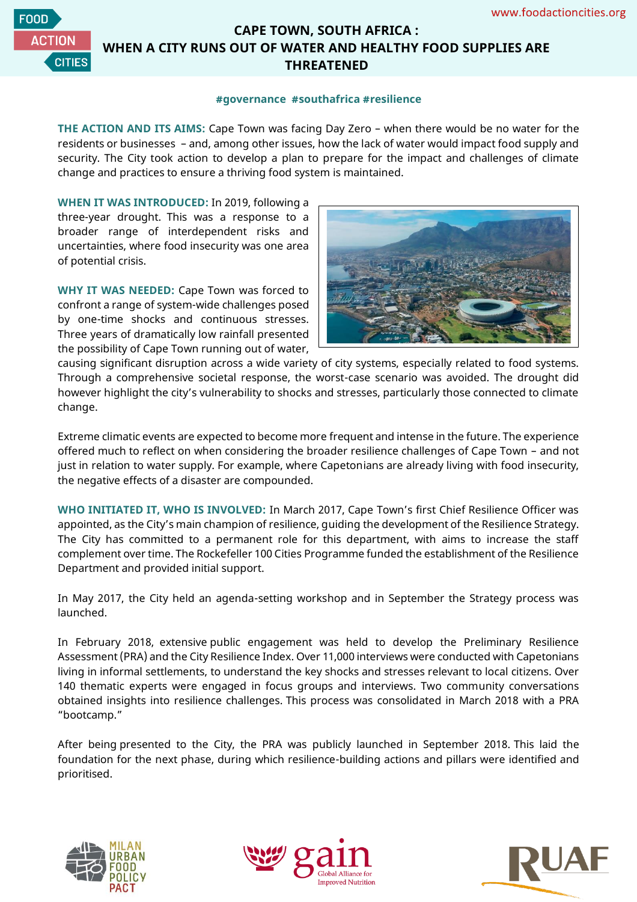# CAPE TOWN, SOUTH AFRICA : WHEN A CITY RUNS OUT OF WATER AND HEALTHY FOOD SUPPLIES ARE THREATENED

**#governance #southafrica #resilience**

**THE ACTION AND ITS AIMS:** Cape Town was facing Day Zero – when there would be no water for the residents or businesses – and, among other issues, how the lack of water would impact food supply and security. The City took action to develop a plan to prepare for the impact and challenges of climate change and practices to ensure a thriving food system is maintained.

**WHEN IT WAS INTRODUCED:** In 2019, following a three-year drought. This was a response to a broader range of interdependent risks and uncertainties, where food insecurity was one area of potential crisis.

**WHY IT WAS NEEDED:** Cape Town was forced to confront a range of system-wide challenges posed by one-time shocks and continuous stresses. Three years of dramatically low rainfall presented the possibility of Cape Town running out of water, causing significant disruption across a wide variety of city systems, especially related to food systems. Through a comprehensive societal response, the worst-case scenario was avoided. The drought did however highlight the city's vulnerability to shocks and stresses, particularly those connected to climate change.

Extreme climatic events are expected to become more frequent and intense in the future. The experience offered much to reflect on when considering the broader resilience challenges of Cape Town – and not just in relation to water supply. For example, where Capetonians are already living with food insecurity, the negative effects of a disaster are compounded.

**WHO INITIATED IT, WHO IS INVOLVED:** In March 2017, Cape Town's first Chief Resilience Officer was appointed, as the City's main champion of resilience, guiding the development of the Resilience Strategy. The City has committed to a permanent role for this department, with aims to increase the staff complement over time. The Rockefeller 100 Cities Programme funded the establishment of the Resilience Department and provided initial support.

In May 2017, the City held an agenda-setting workshop and in September the Strategy process was launched.

In February 2018, extensive public engagement was held to develop the Preliminary Resilience Assessment (PRA) and the City Resilience Index. Over 11,000 interviews were conducted with Capetonians living in informal settlements, to understand the key shocks and stresses relevant to local citizens. Over 140 thematic experts were engaged in focus groups and interviews. Two community conversations obtained insights into resilience challenges. This process was consolidated in March 2018 with a PRA "bootcamp."

After being presented to the City, the PRA was publicly launched in September 2018. This laid the foundation for the next phase, during which resilience-building actions and pillars were identified and prioritised.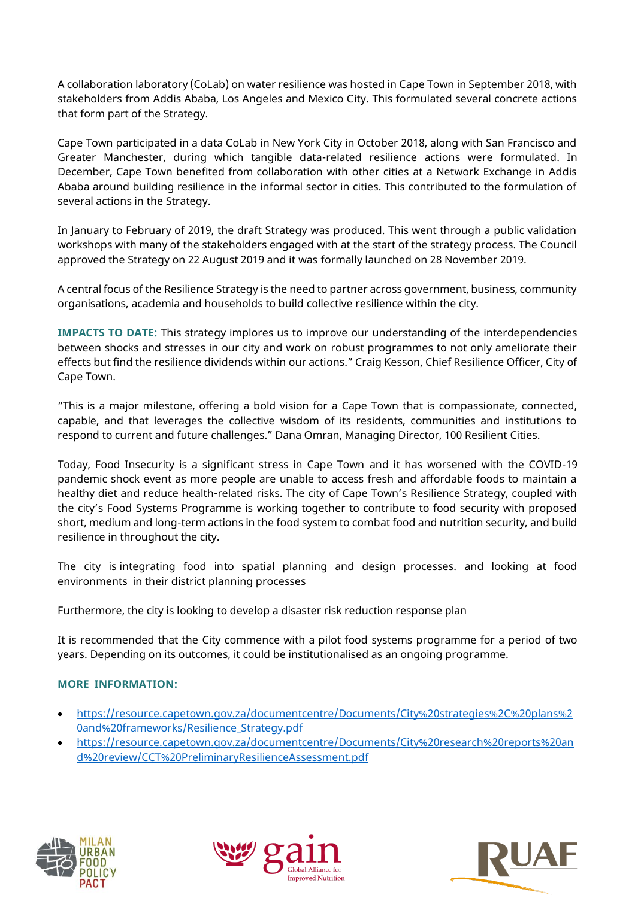A collaboration laboratory (CoLab) on water resilience was hosted in Cape Town in September 2018, with stakeholders from Addis Ababa, Los Angeles and Mexico City. This formulated several concrete actions that form part of the Strategy.

Cape Town participated in a data CoLab in New York City in October 2018, along with San Francisco and Greater Manchester, during which tangible data-related resilience actions were formulated. In December, Cape Town benefited from collaboration with other cities at a Network Exchange in Addis Ababa around building resilience in the informal sector in cities. This contributed to the formulation of several actions in the Strategy.

In January to February of 2019, the draft Strategy was produced. This went through a public validation workshops with many of the stakeholders engaged with at the start of the strategy process. The Council approved the Strategy on 22 August 2019 and it was formally launched on 28 November 2019.

A central focus of the Resilience Strategy is the need to partner across government, business, community organisations, academia and households to build collective resilience within the city.

**IMPACTS TO DATE:** This strategy implores us to improve our understanding of the interdependencies between shocks and stresses in our city and work on robust programmes to not only ameliorate their effects but find the resilience dividends within our actions." Craig Kesson, Chief Resilience Officer, City of Cape Town.

"This is a major milestone, offering a bold vision for a Cape Town that is compassionate, connected, capable, and that leverages the collective wisdom of its residents, communities and institutions to respond to current and future challenges." Dana Omran, Managing Director, 100 Resilient Cities.

Today, Food Insecurity is a significant stress in Cape Town and it has worsened with the COVID-19 pandemic shock event as more people are unable to access fresh and affordable foods to maintain a healthy diet and reduce health-related risks. The city of Cape Town's Resilience Strategy, coupled with the city's Food Systems Programme is working together to contribute to food security with proposed short, medium and long-term actions in the food system to combat food and nutrition security, and build resilience in throughout the city.

The city is integrating food into spatial planning and design processes. and looking at food environments in their district planning processes

Furthermore, the city is looking to develop a disaster risk reduction response plan

It is recommended that the City commence with a pilot food systems programme for a period of two years. Depending on its outcomes, it could be institutionalised as an ongoing programme.

**MORE INFORMATION:**

- https://resource.capetown.gov.za/documentcentre/Documents/City%20strategies%2C%20plans%20and%20frameworks/Resilience_Strategy.pdf
- https://resource.capetown.gov.za/documentcentre/Documents/City%20research%20reports%20and%20review/CCT%20PreliminaryResilienceAssessment.pdf